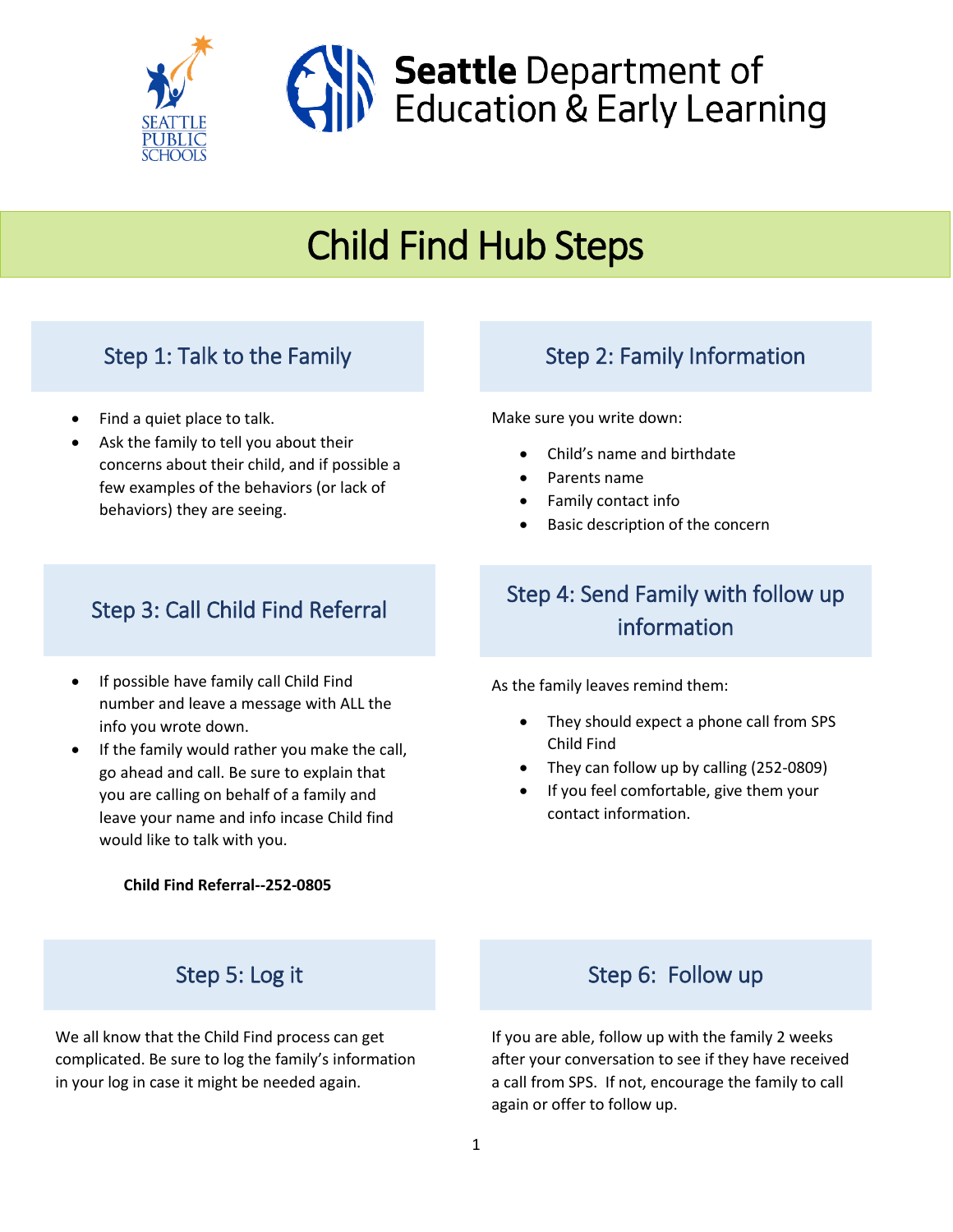Seattle Public Schools

**Seattle** Department of Education & Early Learning

# Child Find Hub Steps

## Step 1: Talk to the Family

- Find a quiet place to talk.
- Ask the family to tell you about their concerns about their child, and if possible a few examples of the behaviors (or lack of behaviors) they are seeing.

## Step 2: Family Information

Make sure you write down:

- Child's name and birthdate
- Parents name
- Family contact info
- Basic description of the concern

## Step 3: Call Child Find Referral

- If possible have family call Child Find number and leave a message with ALL the info you wrote down.
- If the family would rather you make the call, go ahead and call. Be sure to explain that you are calling on behalf of a family and leave your name and info incase Child find would like to talk with you.

**Child Find Referral--252-0805**

## Step 4: Send Family with follow up information

As the family leaves remind them:

- They should expect a phone call from SPS Child Find
- They can follow up by calling (252-0809)
- If you feel comfortable, give them your contact information.

## Step 5: Log it

We all know that the Child Find process can get complicated. Be sure to log the family's information in your log in case it might be needed again.

## Step 6: Follow up

If you are able, follow up with the family 2 weeks after your conversation to see if they have received a call from SPS. If not, encourage the family to call again or offer to follow up.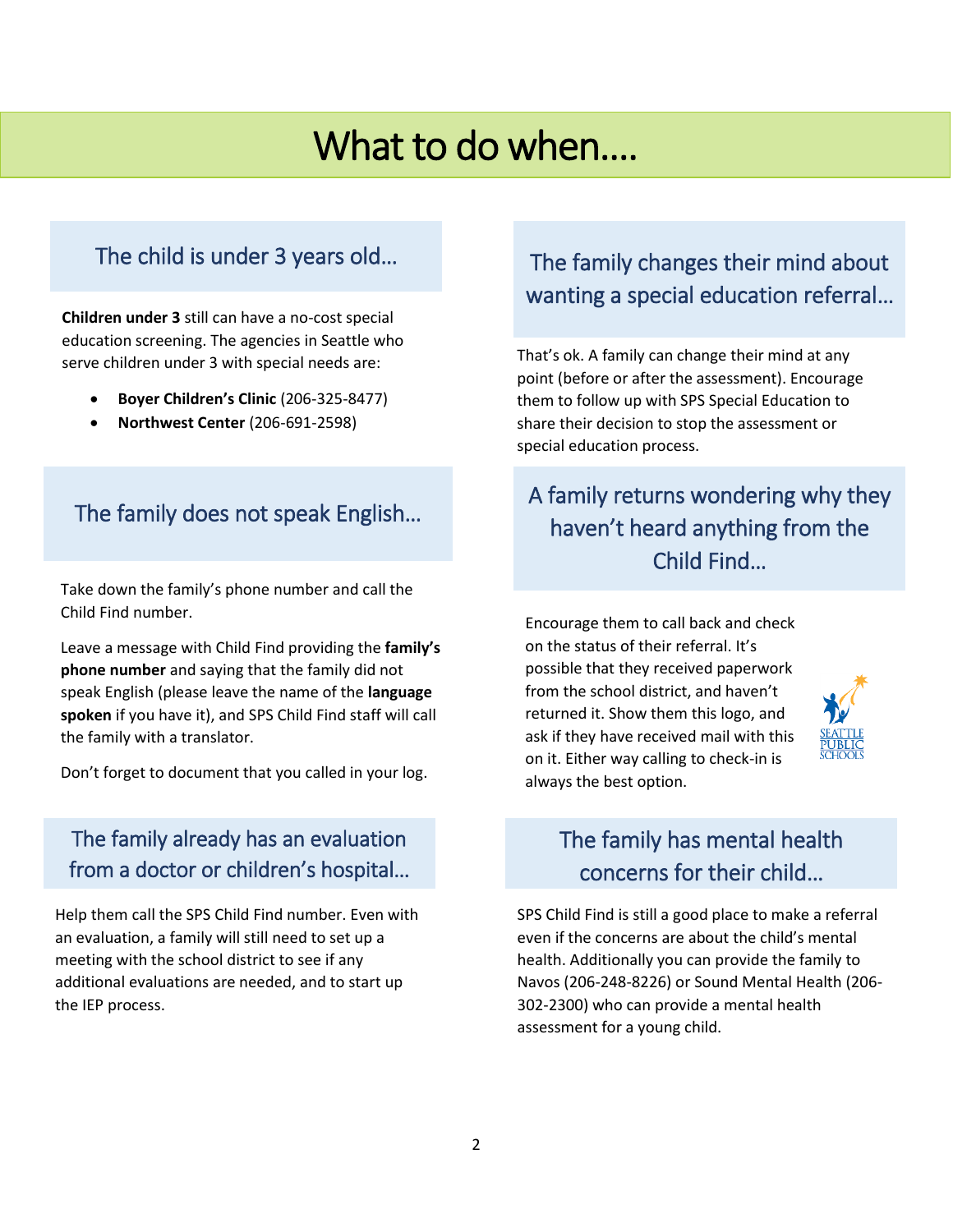# What to do when....

## The child is under 3 years old…

**Children under 3** still can have a no-cost special education screening. The agencies in Seattle who serve children under 3 with special needs are:

- **Boyer Children's Clinic** (206-325-8477)
- **Northwest Center** (206-691-2598)

## The family does not speak English…

Take down the family's phone number and call the Child Find number.

Leave a message with Child Find providing the **family's phone number** and saying that the family did not speak English (please leave the name of the **language spoken** if you have it), and SPS Child Find staff will call the family with a translator.

Don't forget to document that you called in your log.

## The family already has an evaluation from a doctor or children's hospital…

Help them call the SPS Child Find number. Even with an evaluation, a family will still need to set up a meeting with the school district to see if any additional evaluations are needed, and to start up the IEP process.

## The family changes their mind about wanting a special education referral…

That's ok. A family can change their mind at any point (before or after the assessment). Encourage them to follow up with SPS Special Education to share their decision to stop the assessment or special education process.

## A family returns wondering why they haven't heard anything from the Child Find…

Encourage them to call back and check on the status of their referral. It's possible that they received paperwork from the school district, and haven't returned it. Show them this logo, and ask if they have received mail with this on it. Either way calling to check-in is always the best option.

SEATTLE PUBLIC SCHOOLS

## The family has mental health concerns for their child…

SPS Child Find is still a good place to make a referral even if the concerns are about the child's mental health. Additionally you can provide the family to Navos (206-248-8226) or Sound Mental Health (206-302-2300) who can provide a mental health assessment for a young child.